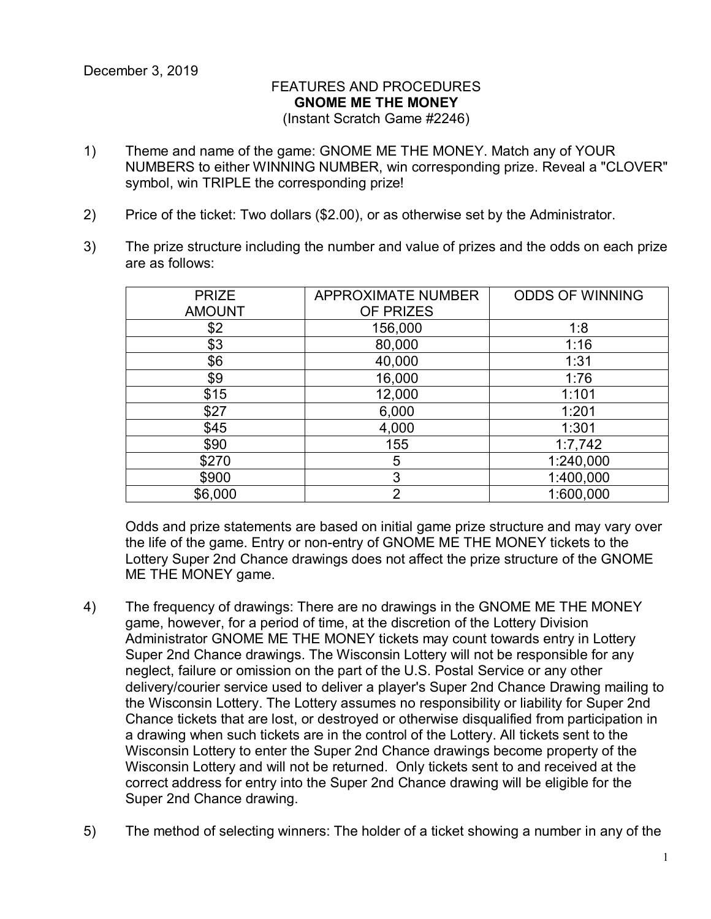December 3, 2019

FEATURES AND PROCEDURES
**GNOME ME THE MONEY**
(Instant Scratch Game #2246)

1) Theme and name of the game: GNOME ME THE MONEY. Match any of YOUR NUMBERS to either WINNING NUMBER, win corresponding prize. Reveal a "CLOVER" symbol, win TRIPLE the corresponding prize!

2) Price of the ticket: Two dollars ($2.00), or as otherwise set by the Administrator.

3) The prize structure including the number and value of prizes and the odds on each prize are as follows:

| PRIZE AMOUNT | APPROXIMATE NUMBER OF PRIZES | ODDS OF WINNING |
|---|---|---|
| $2 | 156,000 | 1:8 |
| $3 | 80,000 | 1:16 |
| $6 | 40,000 | 1:31 |
| $9 | 16,000 | 1:76 |
| $15 | 12,000 | 1:101 |
| $27 | 6,000 | 1:201 |
| $45 | 4,000 | 1:301 |
| $90 | 155 | 1:7,742 |
| $270 | 5 | 1:240,000 |
| $900 | 3 | 1:400,000 |
| $6,000 | 2 | 1:600,000 |

Odds and prize statements are based on initial game prize structure and may vary over the life of the game. Entry or non-entry of GNOME ME THE MONEY tickets to the Lottery Super 2nd Chance drawings does not affect the prize structure of the GNOME ME THE MONEY game.

4) The frequency of drawings: There are no drawings in the GNOME ME THE MONEY game, however, for a period of time, at the discretion of the Lottery Division Administrator GNOME ME THE MONEY tickets may count towards entry in Lottery Super 2nd Chance drawings. The Wisconsin Lottery will not be responsible for any neglect, failure or omission on the part of the U.S. Postal Service or any other delivery/courier service used to deliver a player's Super 2nd Chance Drawing mailing to the Wisconsin Lottery. The Lottery assumes no responsibility or liability for Super 2nd Chance tickets that are lost, or destroyed or otherwise disqualified from participation in a drawing when such tickets are in the control of the Lottery. All tickets sent to the Wisconsin Lottery to enter the Super 2nd Chance drawings become property of the Wisconsin Lottery and will not be returned. Only tickets sent to and received at the correct address for entry into the Super 2nd Chance drawing will be eligible for the Super 2nd Chance drawing.

5) The method of selecting winners: The holder of a ticket showing a number in any of the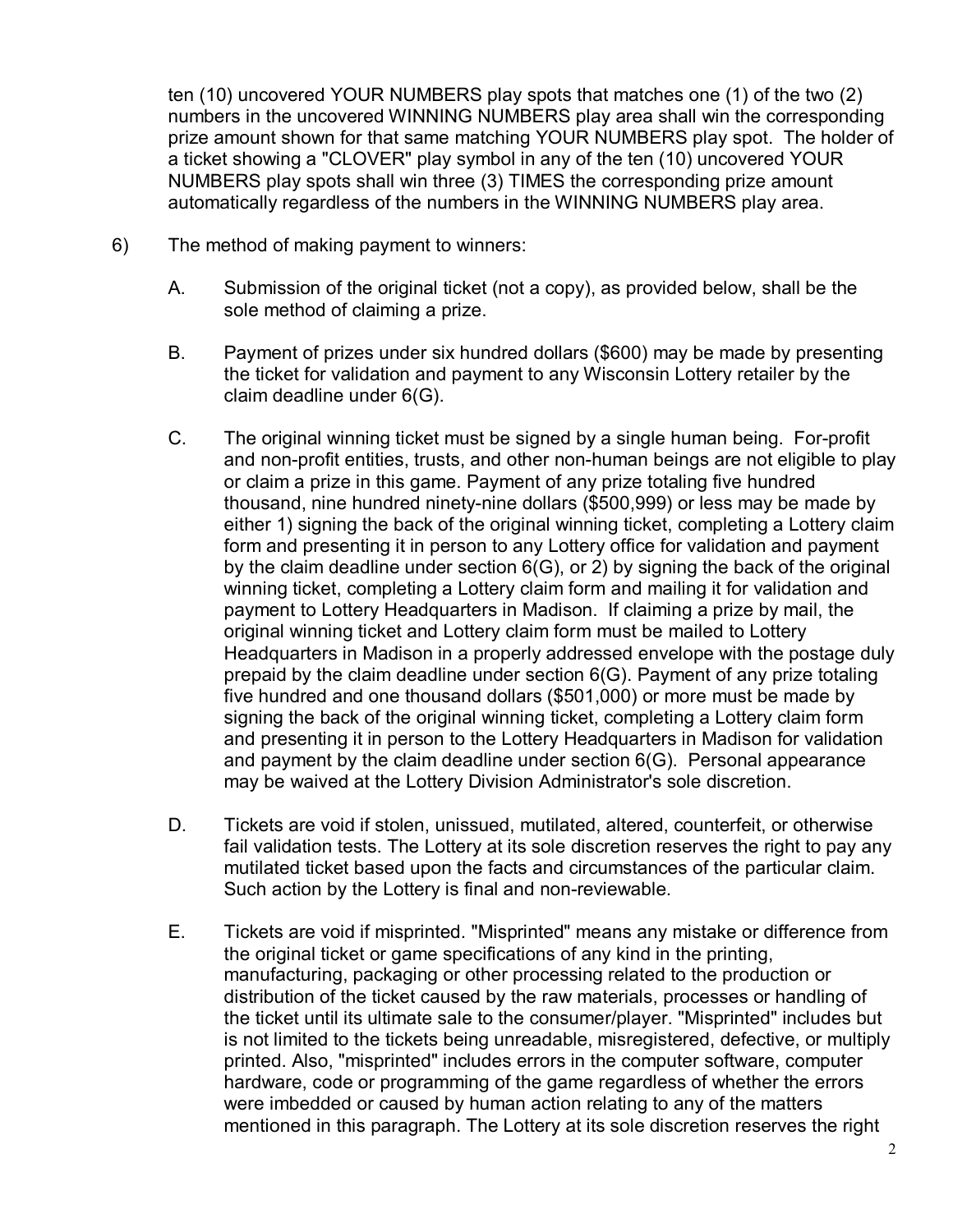ten (10) uncovered YOUR NUMBERS play spots that matches one (1) of the two (2) numbers in the uncovered WINNING NUMBERS play area shall win the corresponding prize amount shown for that same matching YOUR NUMBERS play spot. The holder of a ticket showing a "CLOVER" play symbol in any of the ten (10) uncovered YOUR NUMBERS play spots shall win three (3) TIMES the corresponding prize amount automatically regardless of the numbers in the WINNING NUMBERS play area.

6) The method of making payment to winners:

   A. Submission of the original ticket (not a copy), as provided below, shall be the sole method of claiming a prize.

   B. Payment of prizes under six hundred dollars ($600) may be made by presenting the ticket for validation and payment to any Wisconsin Lottery retailer by the claim deadline under 6(G).

   C. The original winning ticket must be signed by a single human being. For-profit and non-profit entities, trusts, and other non-human beings are not eligible to play or claim a prize in this game. Payment of any prize totaling five hundred thousand, nine hundred ninety-nine dollars ($500,999) or less may be made by either 1) signing the back of the original winning ticket, completing a Lottery claim form and presenting it in person to any Lottery office for validation and payment by the claim deadline under section 6(G), or 2) by signing the back of the original winning ticket, completing a Lottery claim form and mailing it for validation and payment to Lottery Headquarters in Madison. If claiming a prize by mail, the original winning ticket and Lottery claim form must be mailed to Lottery Headquarters in Madison in a properly addressed envelope with the postage duly prepaid by the claim deadline under section 6(G). Payment of any prize totaling five hundred and one thousand dollars ($501,000) or more must be made by signing the back of the original winning ticket, completing a Lottery claim form and presenting it in person to the Lottery Headquarters in Madison for validation and payment by the claim deadline under section 6(G). Personal appearance may be waived at the Lottery Division Administrator's sole discretion.

   D. Tickets are void if stolen, unissued, mutilated, altered, counterfeit, or otherwise fail validation tests. The Lottery at its sole discretion reserves the right to pay any mutilated ticket based upon the facts and circumstances of the particular claim. Such action by the Lottery is final and non-reviewable.

   E. Tickets are void if misprinted. "Misprinted" means any mistake or difference from the original ticket or game specifications of any kind in the printing, manufacturing, packaging or other processing related to the production or distribution of the ticket caused by the raw materials, processes or handling of the ticket until its ultimate sale to the consumer/player. "Misprinted" includes but is not limited to the tickets being unreadable, misregistered, defective, or multiply printed. Also, "misprinted" includes errors in the computer software, computer hardware, code or programming of the game regardless of whether the errors were imbedded or caused by human action relating to any of the matters mentioned in this paragraph. The Lottery at its sole discretion reserves the right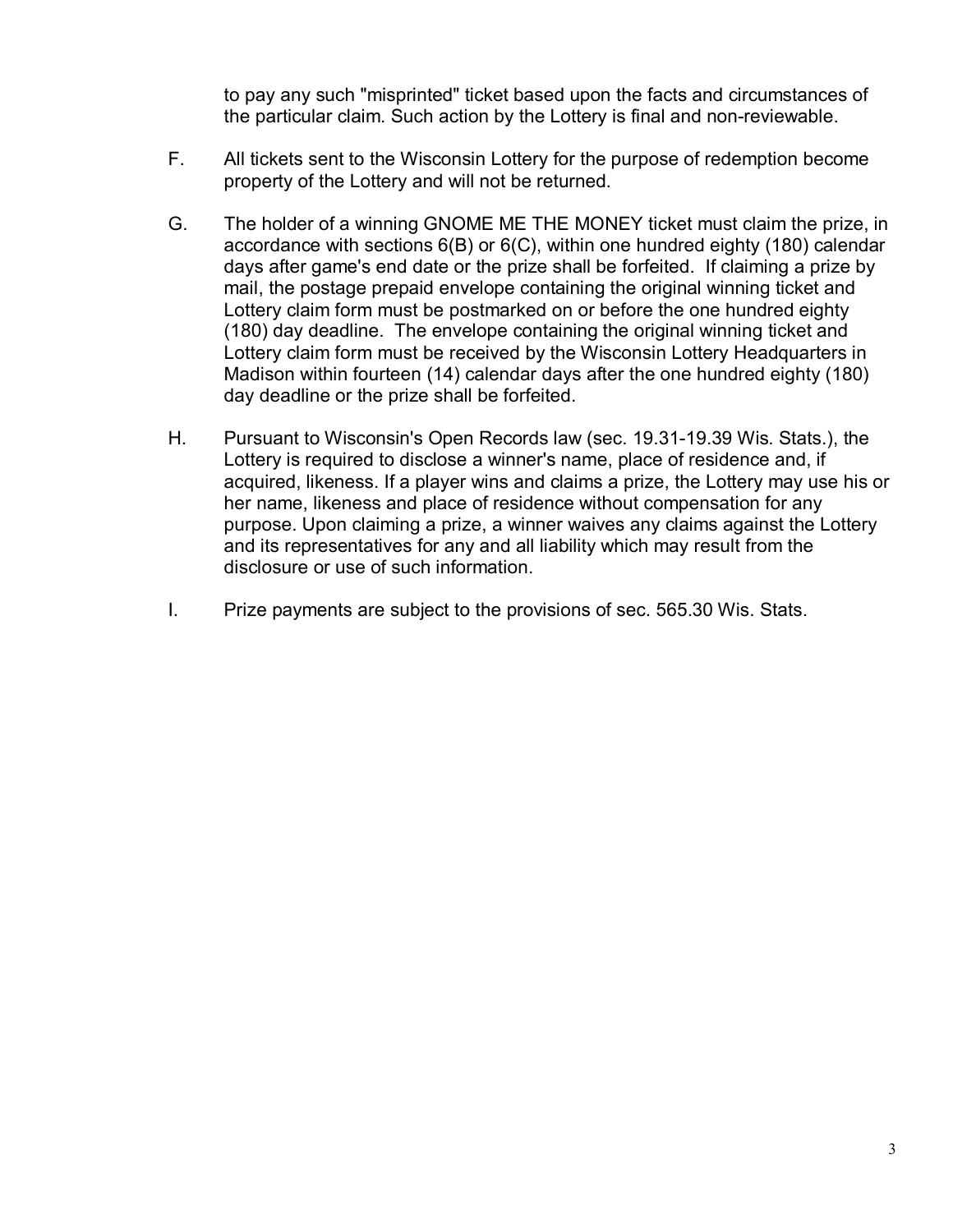to pay any such "misprinted" ticket based upon the facts and circumstances of the particular claim. Such action by the Lottery is final and non-reviewable.

F. All tickets sent to the Wisconsin Lottery for the purpose of redemption become property of the Lottery and will not be returned.

G. The holder of a winning GNOME ME THE MONEY ticket must claim the prize, in accordance with sections 6(B) or 6(C), within one hundred eighty (180) calendar days after game's end date or the prize shall be forfeited. If claiming a prize by mail, the postage prepaid envelope containing the original winning ticket and Lottery claim form must be postmarked on or before the one hundred eighty (180) day deadline. The envelope containing the original winning ticket and Lottery claim form must be received by the Wisconsin Lottery Headquarters in Madison within fourteen (14) calendar days after the one hundred eighty (180) day deadline or the prize shall be forfeited.

H. Pursuant to Wisconsin's Open Records law (sec. 19.31-19.39 Wis. Stats.), the Lottery is required to disclose a winner's name, place of residence and, if acquired, likeness. If a player wins and claims a prize, the Lottery may use his or her name, likeness and place of residence without compensation for any purpose. Upon claiming a prize, a winner waives any claims against the Lottery and its representatives for any and all liability which may result from the disclosure or use of such information.

I. Prize payments are subject to the provisions of sec. 565.30 Wis. Stats.